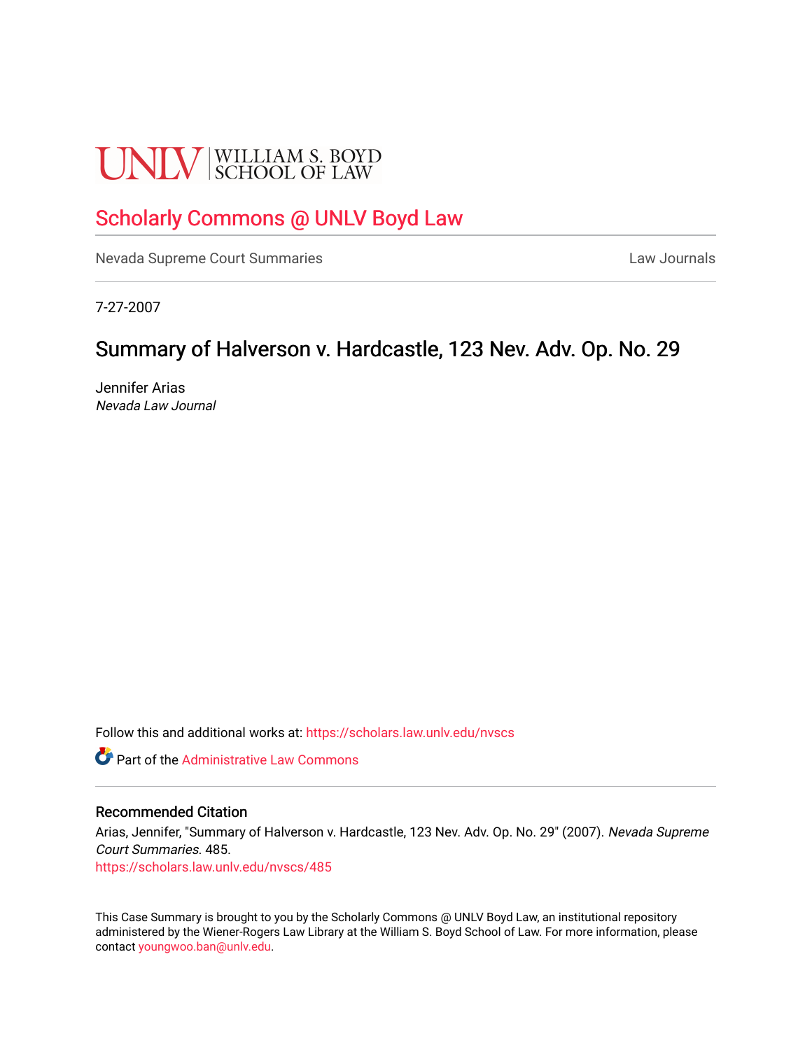UNLV | WILLIAM S. BOYD SCHOOL OF LAW

# Scholarly Commons @ UNLV Boyd Law

Nevada Supreme Court Summaries | Law Journals

7-27-2007

## Summary of Halverson v. Hardcastle, 123 Nev. Adv. Op. No. 29

Jennifer Arias
*Nevada Law Journal*

Follow this and additional works at: https://scholars.law.unlv.edu/nvscs

Part of the Administrative Law Commons

### Recommended Citation

Arias, Jennifer, "Summary of Halverson v. Hardcastle, 123 Nev. Adv. Op. No. 29" (2007). *Nevada Supreme Court Summaries*. 485.
https://scholars.law.unlv.edu/nvscs/485

This Case Summary is brought to you by the Scholarly Commons @ UNLV Boyd Law, an institutional repository administered by the Wiener-Rogers Law Library at the William S. Boyd School of Law. For more information, please contact youngwoo.ban@unlv.edu.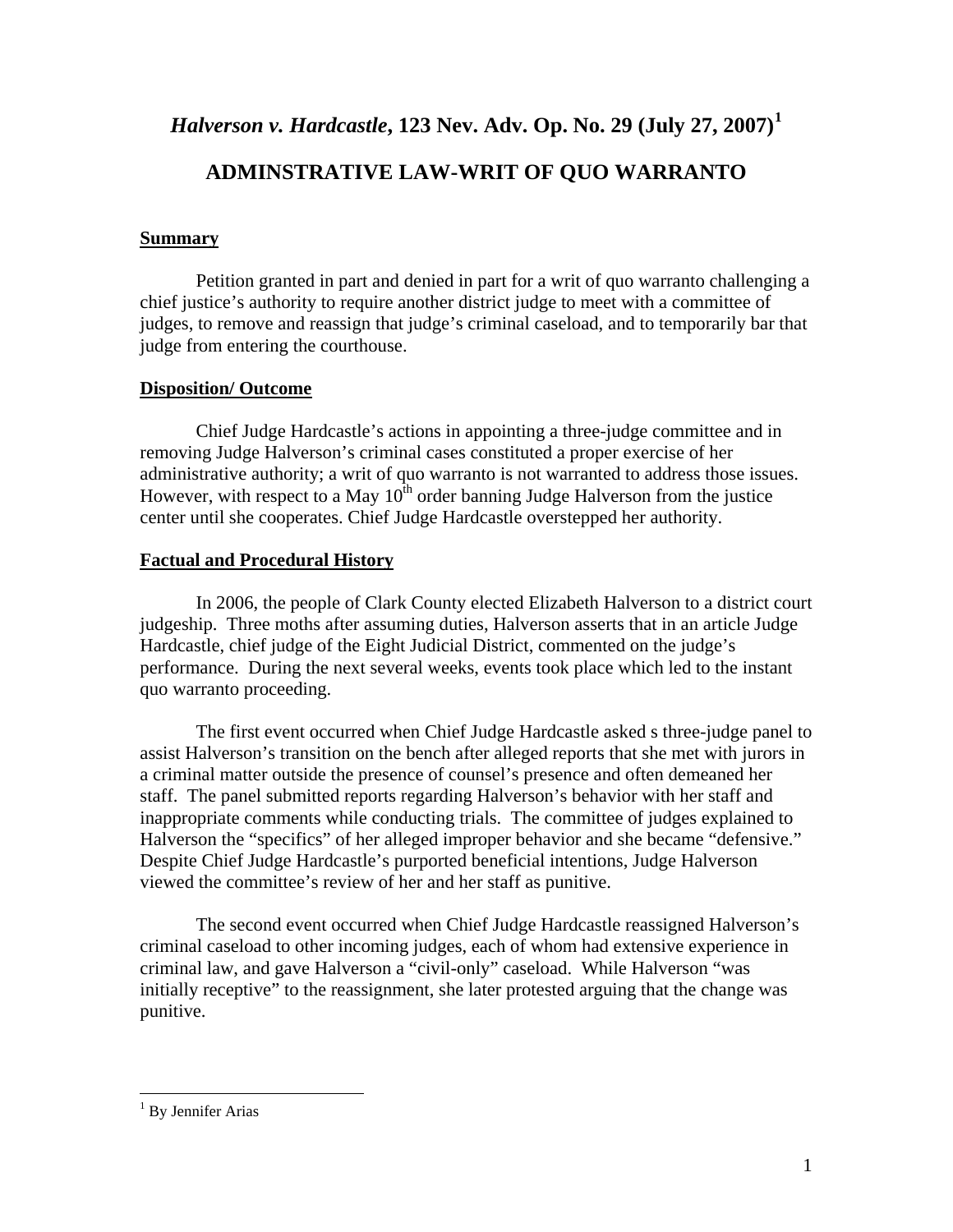# *Halverson v. Hardcastle*, 123 Nev. Adv. Op. No. 29 (July 27, 2007)[1]

## ADMINSTRATIVE LAW-WRIT OF QUO WARRANTO

**Summary**

Petition granted in part and denied in part for a writ of quo warranto challenging a chief justice's authority to require another district judge to meet with a committee of judges, to remove and reassign that judge's criminal caseload, and to temporarily bar that judge from entering the courthouse.

**Disposition/ Outcome**

Chief Judge Hardcastle's actions in appointing a three-judge committee and in removing Judge Halverson's criminal cases constituted a proper exercise of her administrative authority; a writ of quo warranto is not warranted to address those issues. However, with respect to a May 10th order banning Judge Halverson from the justice center until she cooperates. Chief Judge Hardcastle overstepped her authority.

**Factual and Procedural History**

In 2006, the people of Clark County elected Elizabeth Halverson to a district court judgeship. Three moths after assuming duties, Halverson asserts that in an article Judge Hardcastle, chief judge of the Eight Judicial District, commented on the judge's performance. During the next several weeks, events took place which led to the instant quo warranto proceeding.

The first event occurred when Chief Judge Hardcastle asked s three-judge panel to assist Halverson's transition on the bench after alleged reports that she met with jurors in a criminal matter outside the presence of counsel's presence and often demeaned her staff. The panel submitted reports regarding Halverson's behavior with her staff and inappropriate comments while conducting trials. The committee of judges explained to Halverson the "specifics" of her alleged improper behavior and she became "defensive." Despite Chief Judge Hardcastle's purported beneficial intentions, Judge Halverson viewed the committee's review of her and her staff as punitive.

The second event occurred when Chief Judge Hardcastle reassigned Halverson's criminal caseload to other incoming judges, each of whom had extensive experience in criminal law, and gave Halverson a "civil-only" caseload. While Halverson "was initially receptive" to the reassignment, she later protested arguing that the change was punitive.

[1] By Jennifer Arias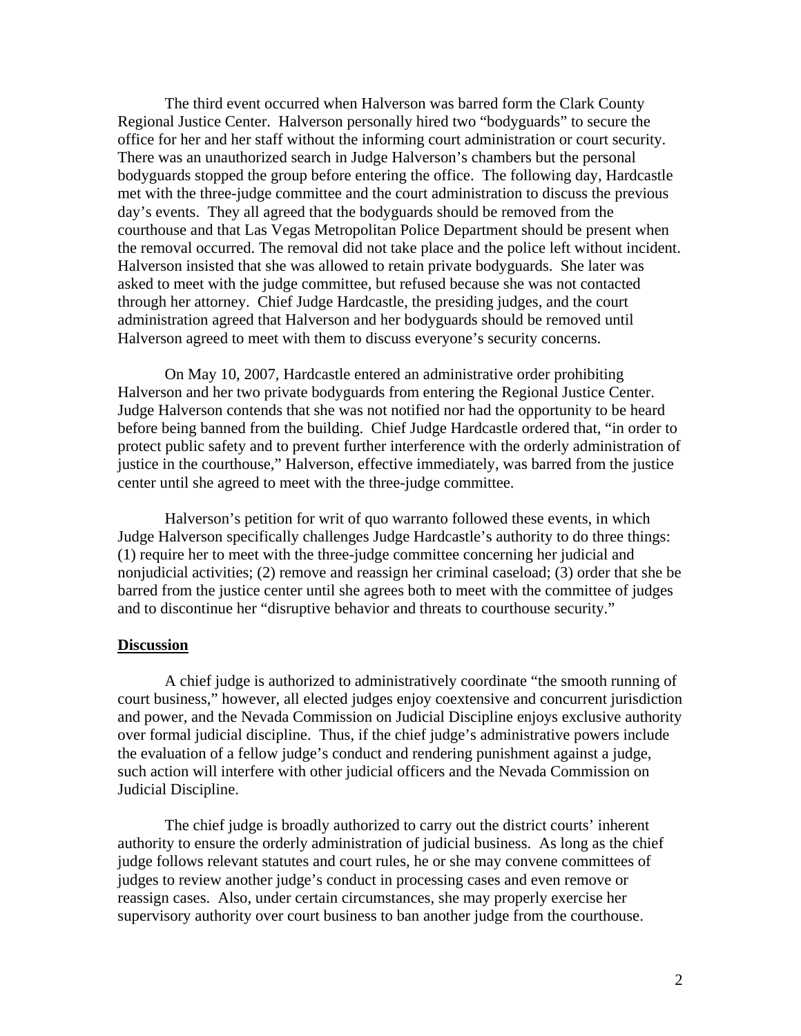The third event occurred when Halverson was barred form the Clark County Regional Justice Center. Halverson personally hired two "bodyguards" to secure the office for her and her staff without the informing court administration or court security. There was an unauthorized search in Judge Halverson's chambers but the personal bodyguards stopped the group before entering the office. The following day, Hardcastle met with the three-judge committee and the court administration to discuss the previous day's events. They all agreed that the bodyguards should be removed from the courthouse and that Las Vegas Metropolitan Police Department should be present when the removal occurred. The removal did not take place and the police left without incident. Halverson insisted that she was allowed to retain private bodyguards. She later was asked to meet with the judge committee, but refused because she was not contacted through her attorney. Chief Judge Hardcastle, the presiding judges, and the court administration agreed that Halverson and her bodyguards should be removed until Halverson agreed to meet with them to discuss everyone's security concerns.

On May 10, 2007, Hardcastle entered an administrative order prohibiting Halverson and her two private bodyguards from entering the Regional Justice Center. Judge Halverson contends that she was not notified nor had the opportunity to be heard before being banned from the building. Chief Judge Hardcastle ordered that, "in order to protect public safety and to prevent further interference with the orderly administration of justice in the courthouse," Halverson, effective immediately, was barred from the justice center until she agreed to meet with the three-judge committee.

Halverson's petition for writ of quo warranto followed these events, in which Judge Halverson specifically challenges Judge Hardcastle's authority to do three things: (1) require her to meet with the three-judge committee concerning her judicial and nonjudicial activities; (2) remove and reassign her criminal caseload; (3) order that she be barred from the justice center until she agrees both to meet with the committee of judges and to discontinue her "disruptive behavior and threats to courthouse security."

**Discussion**

A chief judge is authorized to administratively coordinate "the smooth running of court business," however, all elected judges enjoy coextensive and concurrent jurisdiction and power, and the Nevada Commission on Judicial Discipline enjoys exclusive authority over formal judicial discipline. Thus, if the chief judge's administrative powers include the evaluation of a fellow judge's conduct and rendering punishment against a judge, such action will interfere with other judicial officers and the Nevada Commission on Judicial Discipline.

The chief judge is broadly authorized to carry out the district courts' inherent authority to ensure the orderly administration of judicial business. As long as the chief judge follows relevant statutes and court rules, he or she may convene committees of judges to review another judge's conduct in processing cases and even remove or reassign cases. Also, under certain circumstances, she may properly exercise her supervisory authority over court business to ban another judge from the courthouse.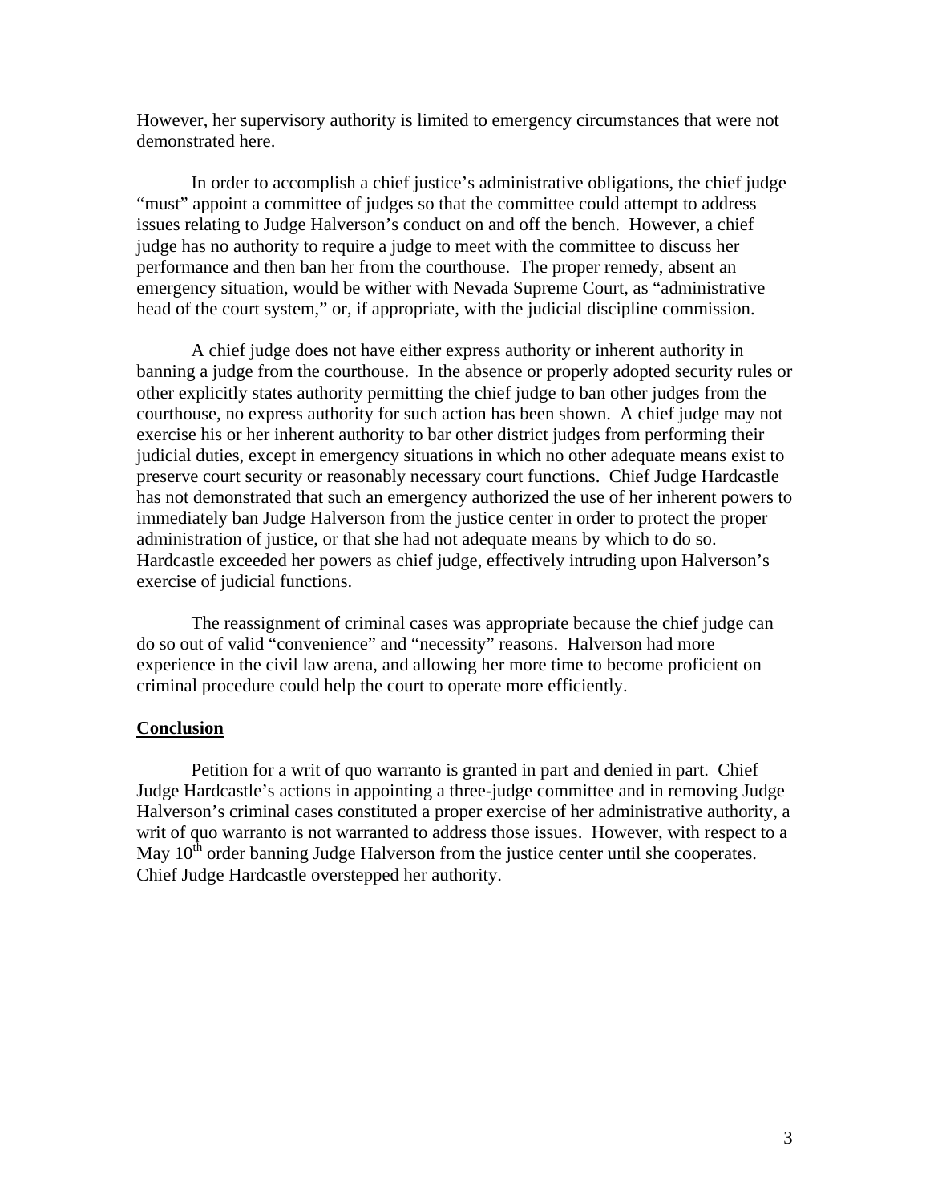However, her supervisory authority is limited to emergency circumstances that were not demonstrated here.

In order to accomplish a chief justice's administrative obligations, the chief judge "must" appoint a committee of judges so that the committee could attempt to address issues relating to Judge Halverson's conduct on and off the bench. However, a chief judge has no authority to require a judge to meet with the committee to discuss her performance and then ban her from the courthouse. The proper remedy, absent an emergency situation, would be wither with Nevada Supreme Court, as "administrative head of the court system," or, if appropriate, with the judicial discipline commission.

A chief judge does not have either express authority or inherent authority in banning a judge from the courthouse. In the absence or properly adopted security rules or other explicitly states authority permitting the chief judge to ban other judges from the courthouse, no express authority for such action has been shown. A chief judge may not exercise his or her inherent authority to bar other district judges from performing their judicial duties, except in emergency situations in which no other adequate means exist to preserve court security or reasonably necessary court functions. Chief Judge Hardcastle has not demonstrated that such an emergency authorized the use of her inherent powers to immediately ban Judge Halverson from the justice center in order to protect the proper administration of justice, or that she had not adequate means by which to do so. Hardcastle exceeded her powers as chief judge, effectively intruding upon Halverson's exercise of judicial functions.

The reassignment of criminal cases was appropriate because the chief judge can do so out of valid "convenience" and "necessity" reasons. Halverson had more experience in the civil law arena, and allowing her more time to become proficient on criminal procedure could help the court to operate more efficiently.

**Conclusion**

Petition for a writ of quo warranto is granted in part and denied in part. Chief Judge Hardcastle's actions in appointing a three-judge committee and in removing Judge Halverson's criminal cases constituted a proper exercise of her administrative authority, a writ of quo warranto is not warranted to address those issues. However, with respect to a May 10th order banning Judge Halverson from the justice center until she cooperates. Chief Judge Hardcastle overstepped her authority.